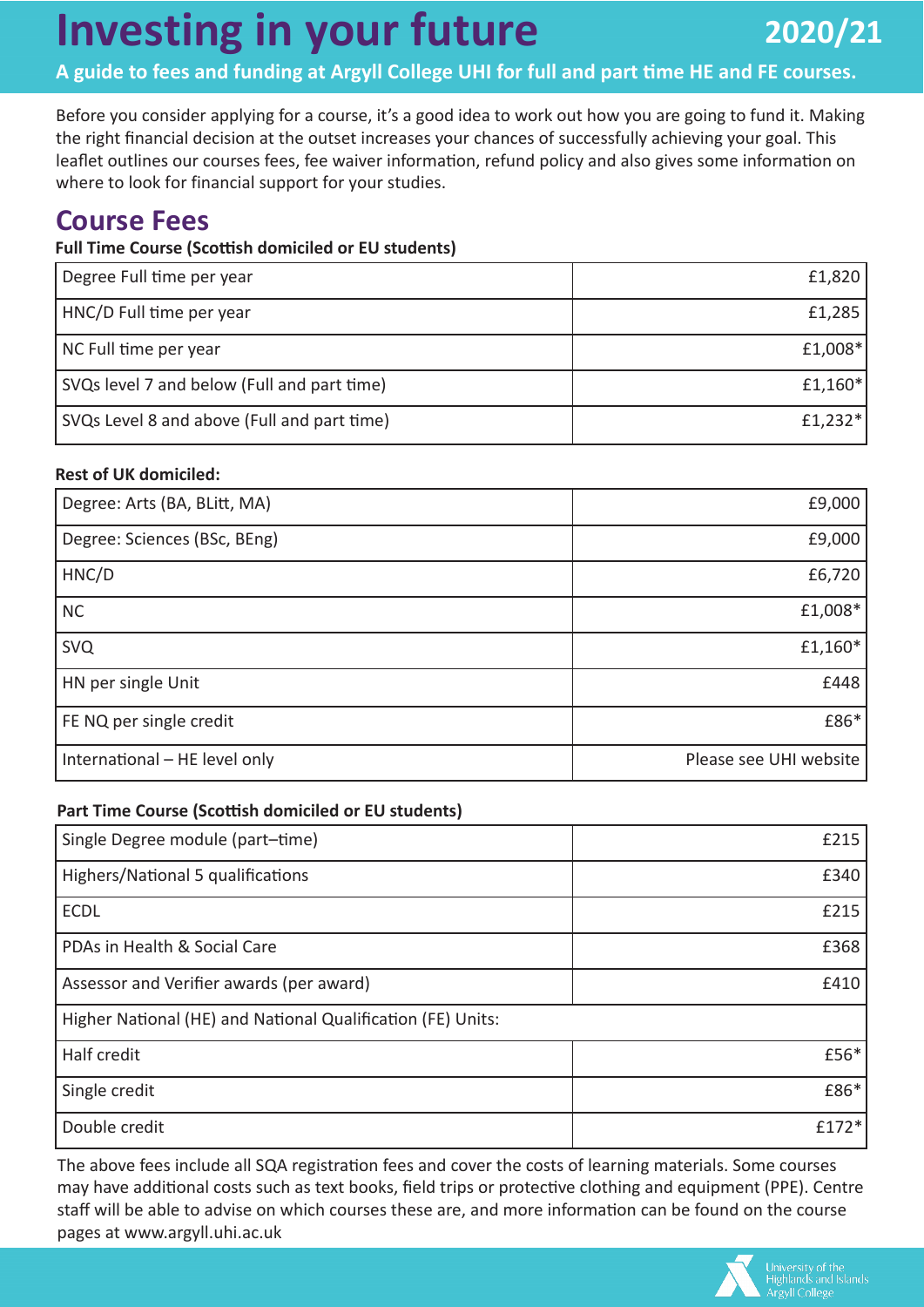# Investing in your future 2020/21

**A guide to fees and funding at Argyll College UHI for full and part time HE and FE courses.**

Before you consider applying for a course, it's a good idea to work out how you are going to fund it. Making the right financial decision at the outset increases your chances of successfully achieving your goal. This leaflet outlines our courses fees, fee waiver information, refund policy and also gives some information on where to look for financial support for your studies.

## Course Fees

**Full Time Course (Scottish domiciled or EU students)**

| | |
|---|---|
| Degree Full time per year | £1,820 |
| HNC/D Full time per year | £1,285 |
| NC Full time per year | £1,008* |
| SVQs level 7 and below (Full and part time) | £1,160* |
| SVQs Level 8 and above (Full and part time) | £1,232* |

**Rest of UK domiciled:**

| | |
|---|---|
| Degree: Arts (BA, BLitt, MA) | £9,000 |
| Degree: Sciences (BSc, BEng) | £9,000 |
| HNC/D | £6,720 |
| NC | £1,008* |
| SVQ | £1,160* |
| HN per single Unit | £448 |
| FE NQ per single credit | £86* |
| International – HE level only | Please see UHI website |

**Part Time Course (Scottish domiciled or EU students)**

| | |
|---|---|
| Single Degree module (part–time) | £215 |
| Highers/National 5 qualifications | £340 |
| ECDL | £215 |
| PDAs in Health & Social Care | £368 |
| Assessor and Verifier awards (per award) | £410 |
| Higher National (HE) and National Qualification (FE) Units: | |
| Half credit | £56* |
| Single credit | £86* |
| Double credit | £172* |

The above fees include all SQA registration fees and cover the costs of learning materials. Some courses may have additional costs such as text books, field trips or protective clothing and equipment (PPE). Centre staff will be able to advise on which courses these are, and more information can be found on the course pages at www.argyll.uhi.ac.uk

University of the Highlands and Islands Argyll College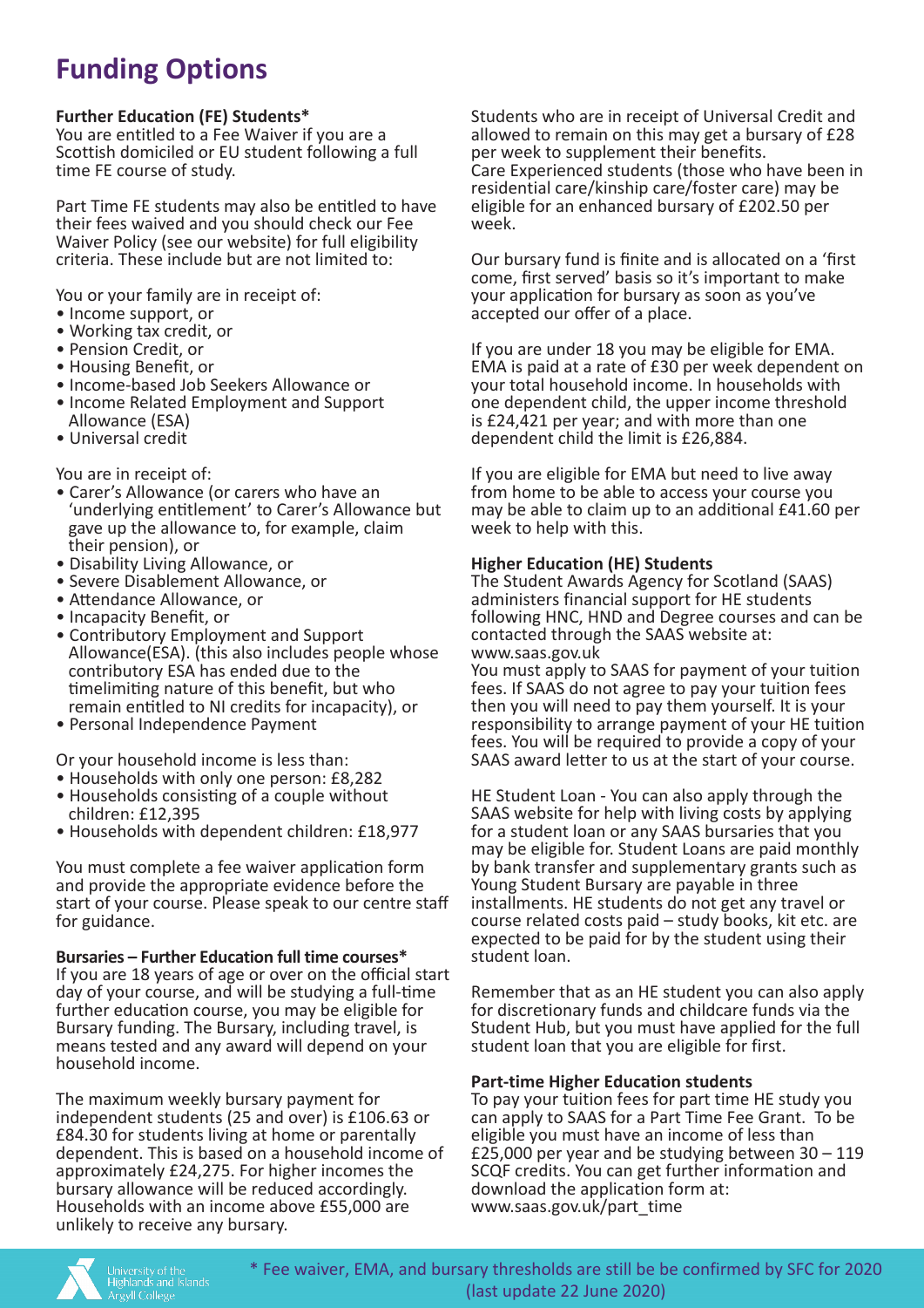# Funding Options

**Further Education (FE) Students***

You are entitled to a Fee Waiver if you are a Scottish domiciled or EU student following a full time FE course of study.

Part Time FE students may also be entitled to have their fees waived and you should check our Fee Waiver Policy (see our website) for full eligibility criteria. These include but are not limited to:

You or your family are in receipt of:

- Income support, or
- Working tax credit, or
- Pension Credit, or
- Housing Benefit, or
- Income-based Job Seekers Allowance or
- Income Related Employment and Support Allowance (ESA)
- Universal credit

You are in receipt of:

- Carer's Allowance (or carers who have an 'underlying entitlement' to Carer's Allowance but gave up the allowance to, for example, claim their pension), or
- Disability Living Allowance, or
- Severe Disablement Allowance, or
- Attendance Allowance, or
- Incapacity Benefit, or
- Contributory Employment and Support Allowance(ESA). (this also includes people whose contributory ESA has ended due to the timelimiting nature of this benefit, but who remain entitled to NI credits for incapacity), or
- Personal Independence Payment

Or your household income is less than:

- Households with only one person: £8,282
- Households consisting of a couple without children: £12,395
- Households with dependent children: £18,977

You must complete a fee waiver application form and provide the appropriate evidence before the start of your course. Please speak to our centre staff for guidance.

**Bursaries – Further Education full time courses***

If you are 18 years of age or over on the official start day of your course, and will be studying a full-time further education course, you may be eligible for Bursary funding. The Bursary, including travel, is means tested and any award will depend on your household income.

The maximum weekly bursary payment for independent students (25 and over) is £106.63 or £84.30 for students living at home or parentally dependent. This is based on a household income of approximately £24,275. For higher incomes the bursary allowance will be reduced accordingly. Households with an income above £55,000 are unlikely to receive any bursary.

Students who are in receipt of Universal Credit and allowed to remain on this may get a bursary of £28 per week to supplement their benefits.
Care Experienced students (those who have been in residential care/kinship care/foster care) may be eligible for an enhanced bursary of £202.50 per week.

Our bursary fund is finite and is allocated on a 'first come, first served' basis so it's important to make your application for bursary as soon as you've accepted our offer of a place.

If you are under 18 you may be eligible for EMA. EMA is paid at a rate of £30 per week dependent on your total household income. In households with one dependent child, the upper income threshold is £24,421 per year; and with more than one dependent child the limit is £26,884.

If you are eligible for EMA but need to live away from home to be able to access your course you may be able to claim up to an additional £41.60 per week to help with this.

**Higher Education (HE) Students**

The Student Awards Agency for Scotland (SAAS) administers financial support for HE students following HNC, HND and Degree courses and can be contacted through the SAAS website at: www.saas.gov.uk
You must apply to SAAS for payment of your tuition fees. If SAAS do not agree to pay your tuition fees then you will need to pay them yourself. It is your responsibility to arrange payment of your HE tuition fees. You will be required to provide a copy of your SAAS award letter to us at the start of your course.

HE Student Loan - You can also apply through the SAAS website for help with living costs by applying for a student loan or any SAAS bursaries that you may be eligible for. Student Loans are paid monthly by bank transfer and supplementary grants such as Young Student Bursary are payable in three installments. HE students do not get any travel or course related costs paid – study books, kit etc. are expected to be paid for by the student using their student loan.

Remember that as an HE student you can also apply for discretionary funds and childcare funds via the Student Hub, but you must have applied for the full student loan that you are eligible for first.

**Part-time Higher Education students**

To pay your tuition fees for part time HE study you can apply to SAAS for a Part Time Fee Grant. To be eligible you must have an income of less than £25,000 per year and be studying between 30 – 119 SCQF credits. You can get further information and download the application form at: www.saas.gov.uk/part_time

* Fee waiver, EMA, and bursary thresholds are still be be confirmed by SFC for 2020 (last update 22 June 2020)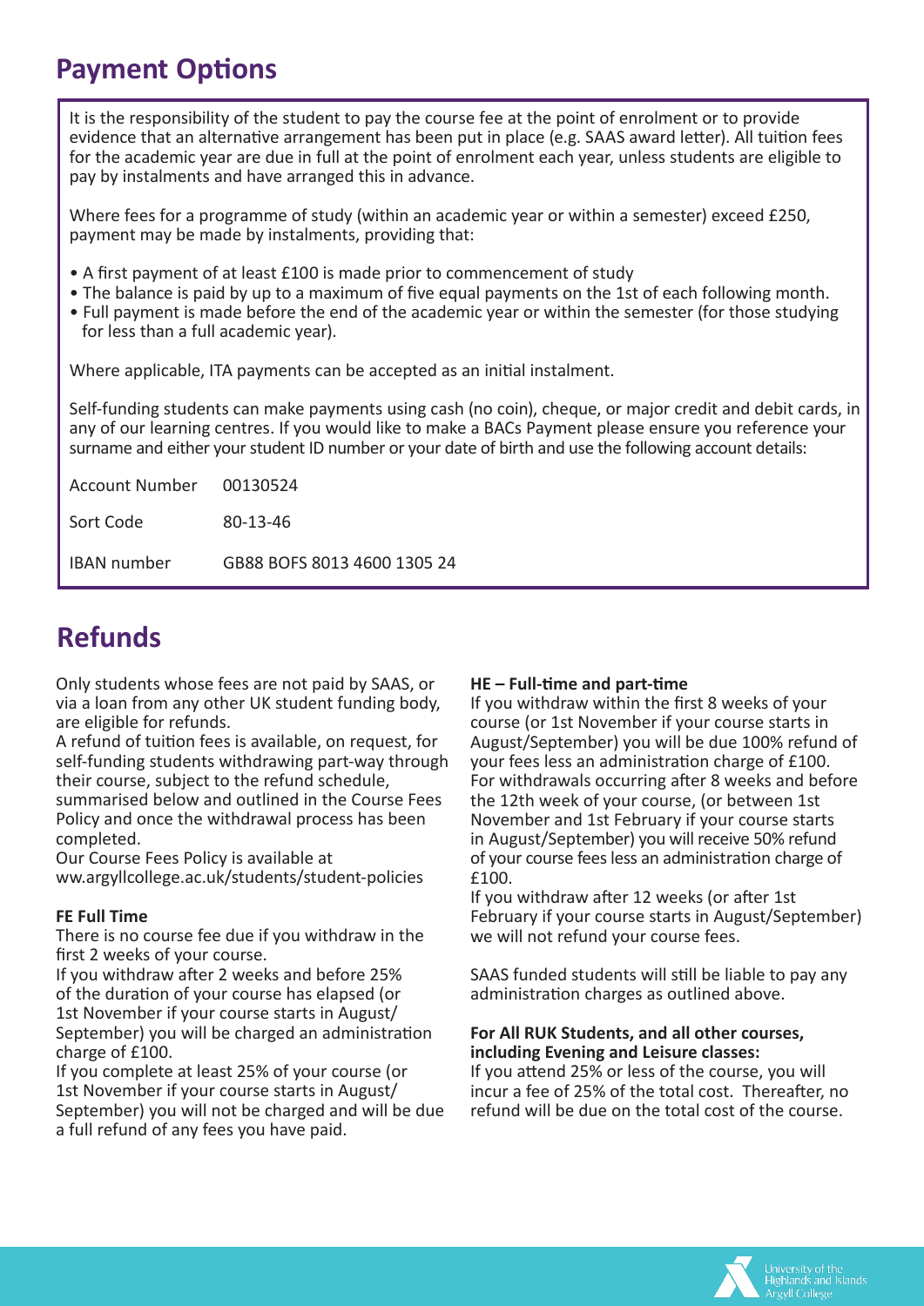## Payment Options

It is the responsibility of the student to pay the course fee at the point of enrolment or to provide evidence that an alternative arrangement has been put in place (e.g. SAAS award letter). All tuition fees for the academic year are due in full at the point of enrolment each year, unless students are eligible to pay by instalments and have arranged this in advance.

Where fees for a programme of study (within an academic year or within a semester) exceed £250, payment may be made by instalments, providing that:

- A first payment of at least £100 is made prior to commencement of study
- The balance is paid by up to a maximum of five equal payments on the 1st of each following month.
- Full payment is made before the end of the academic year or within the semester (for those studying for less than a full academic year).

Where applicable, ITA payments can be accepted as an initial instalment.

Self-funding students can make payments using cash (no coin), cheque, or major credit and debit cards, in any of our learning centres. If you would like to make a BACs Payment please ensure you reference your surname and either your student ID number or your date of birth and use the following account details:

| | |
|---|---|
| Account Number | 00130524 |
| Sort Code | 80-13-46 |
| IBAN number | GB88 BOFS 8013 4600 1305 24 |

## Refunds

Only students whose fees are not paid by SAAS, or via a loan from any other UK student funding body, are eligible for refunds.

A refund of tuition fees is available, on request, for self-funding students withdrawing part-way through their course, subject to the refund schedule, summarised below and outlined in the Course Fees Policy and once the withdrawal process has been completed.

Our Course Fees Policy is available at ww.argyllcollege.ac.uk/students/student-policies

**FE Full Time**

There is no course fee due if you withdraw in the first 2 weeks of your course.

If you withdraw after 2 weeks and before 25% of the duration of your course has elapsed (or 1st November if your course starts in August/ September) you will be charged an administration charge of £100.

If you complete at least 25% of your course (or 1st November if your course starts in August/ September) you will not be charged and will be due a full refund of any fees you have paid.

**HE – Full-time and part-time**

If you withdraw within the first 8 weeks of your course (or 1st November if your course starts in August/September) you will be due 100% refund of your fees less an administration charge of £100.

For withdrawals occurring after 8 weeks and before the 12th week of your course, (or between 1st November and 1st February if your course starts in August/September) you will receive 50% refund of your course fees less an administration charge of £100.

If you withdraw after 12 weeks (or after 1st February if your course starts in August/September) we will not refund your course fees.

SAAS funded students will still be liable to pay any administration charges as outlined above.

**For All RUK Students, and all other courses, including Evening and Leisure classes:**

If you attend 25% or less of the course, you will incur a fee of 25% of the total cost. Thereafter, no refund will be due on the total cost of the course.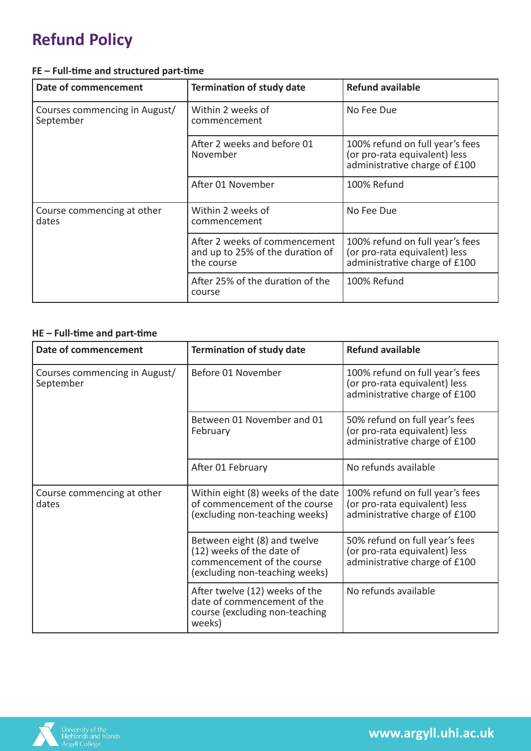# Refund Policy

**FE – Full-time and structured part-time**

| Date of commencement | Termination of study date | Refund available |
|---|---|---|
| Courses commencing in August/ September | Within 2 weeks of commencement | No Fee Due |
| | After 2 weeks and before 01 November | 100% refund on full year's fees (or pro-rata equivalent) less administrative charge of £100 |
| | After 01 November | 100% Refund |
| Course commencing at other dates | Within 2 weeks of commencement | No Fee Due |
| | After 2 weeks of commencement and up to 25% of the duration of the course | 100% refund on full year's fees (or pro-rata equivalent) less administrative charge of £100 |
| | After 25% of the duration of the course | 100% Refund |

**HE – Full-time and part-time**

| Date of commencement | Termination of study date | Refund available |
|---|---|---|
| Courses commencing in August/ September | Before 01 November | 100% refund on full year's fees (or pro-rata equivalent) less administrative charge of £100 |
| | Between 01 November and 01 February | 50% refund on full year's fees (or pro-rata equivalent) less administrative charge of £100 |
| | After 01 February | No refunds available |
| Course commencing at other dates | Within eight (8) weeks of the date of commencement of the course (excluding non-teaching weeks) | 100% refund on full year's fees (or pro-rata equivalent) less administrative charge of £100 |
| | Between eight (8) and twelve (12) weeks of the date of commencement of the course (excluding non-teaching weeks) | 50% refund on full year's fees (or pro-rata equivalent) less administrative charge of £100 |
| | After twelve (12) weeks of the date of commencement of the course (excluding non-teaching weeks) | No refunds available |

University of the Highlands and Islands Argyll College

www.argyll.uhi.ac.uk